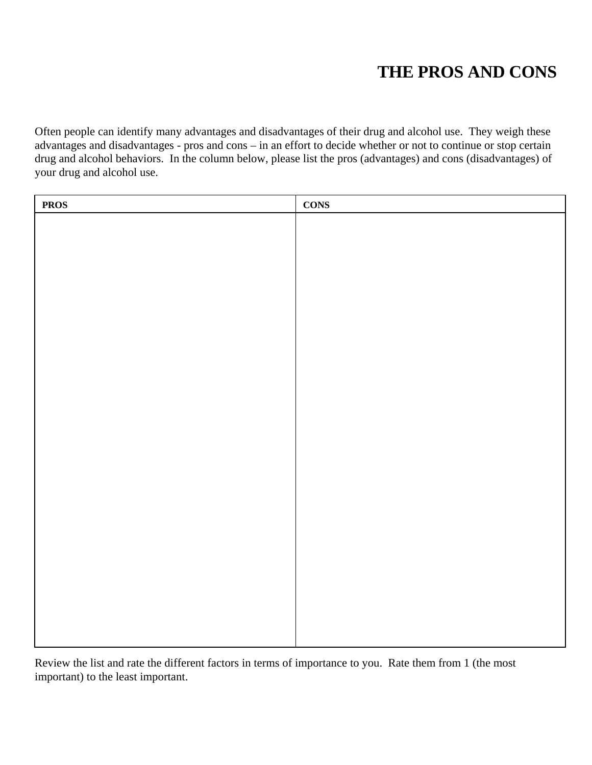# THE PROS AND CONS

Often people can identify many advantages and disadvantages of their drug and alcohol use. They weigh these advantages and disadvantages - pros and cons – in an effort to decide whether or not to continue or stop certain drug and alcohol behaviors. In the column below, please list the pros (advantages) and cons (disadvantages) of your drug and alcohol use.

| PROS | CONS |
| --- | --- |
| | |

Review the list and rate the different factors in terms of importance to you. Rate them from 1 (the most important) to the least important.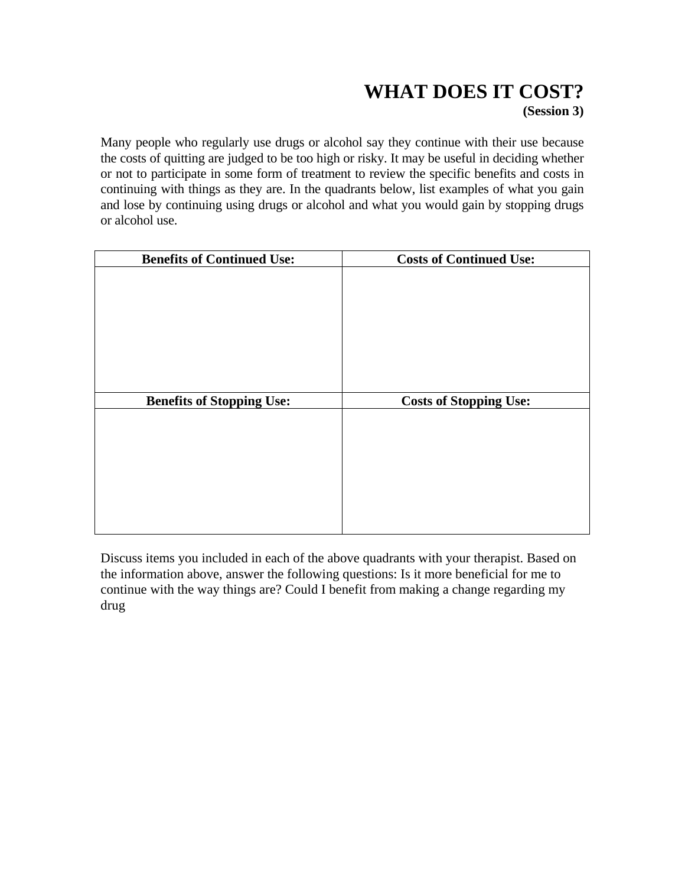# WHAT DOES IT COST?

**(Session 3)**

Many people who regularly use drugs or alcohol say they continue with their use because the costs of quitting are judged to be too high or risky. It may be useful in deciding whether or not to participate in some form of treatment to review the specific benefits and costs in continuing with things as they are. In the quadrants below, list examples of what you gain and lose by continuing using drugs or alcohol and what you would gain by stopping drugs or alcohol use.

| Benefits of Continued Use: | Costs of Continued Use: |
|---|---|
| | |
| **Benefits of Stopping Use:** | **Costs of Stopping Use:** |
| | |

Discuss items you included in each of the above quadrants with your therapist. Based on the information above, answer the following questions: Is it more beneficial for me to continue with the way things are? Could I benefit from making a change regarding my drug